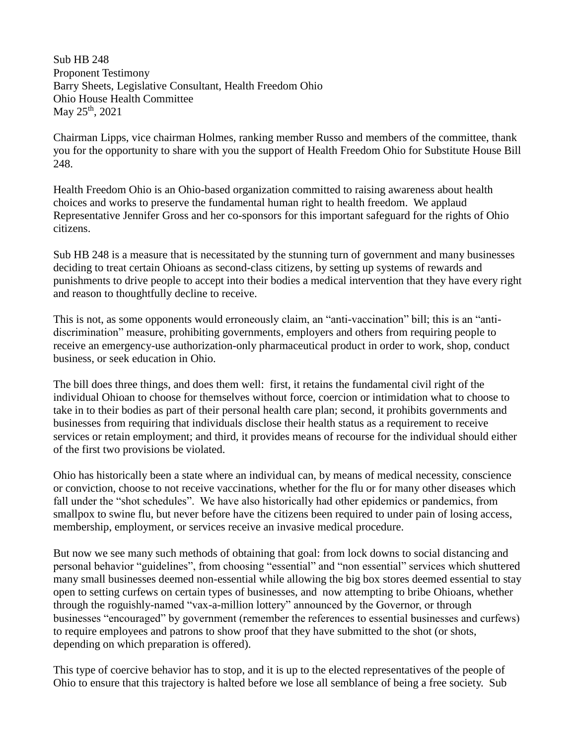Sub HB 248
Proponent Testimony
Barry Sheets, Legislative Consultant, Health Freedom Ohio
Ohio House Health Committee
May 25th, 2021

Chairman Lipps, vice chairman Holmes, ranking member Russo and members of the committee, thank you for the opportunity to share with you the support of Health Freedom Ohio for Substitute House Bill 248.

Health Freedom Ohio is an Ohio-based organization committed to raising awareness about health choices and works to preserve the fundamental human right to health freedom. We applaud Representative Jennifer Gross and her co-sponsors for this important safeguard for the rights of Ohio citizens.

Sub HB 248 is a measure that is necessitated by the stunning turn of government and many businesses deciding to treat certain Ohioans as second-class citizens, by setting up systems of rewards and punishments to drive people to accept into their bodies a medical intervention that they have every right and reason to thoughtfully decline to receive.

This is not, as some opponents would erroneously claim, an "anti-vaccination" bill; this is an "anti-discrimination" measure, prohibiting governments, employers and others from requiring people to receive an emergency-use authorization-only pharmaceutical product in order to work, shop, conduct business, or seek education in Ohio.

The bill does three things, and does them well: first, it retains the fundamental civil right of the individual Ohioan to choose for themselves without force, coercion or intimidation what to choose to take in to their bodies as part of their personal health care plan; second, it prohibits governments and businesses from requiring that individuals disclose their health status as a requirement to receive services or retain employment; and third, it provides means of recourse for the individual should either of the first two provisions be violated.

Ohio has historically been a state where an individual can, by means of medical necessity, conscience or conviction, choose to not receive vaccinations, whether for the flu or for many other diseases which fall under the "shot schedules". We have also historically had other epidemics or pandemics, from smallpox to swine flu, but never before have the citizens been required to under pain of losing access, membership, employment, or services receive an invasive medical procedure.

But now we see many such methods of obtaining that goal: from lock downs to social distancing and personal behavior "guidelines", from choosing "essential" and "non essential" services which shuttered many small businesses deemed non-essential while allowing the big box stores deemed essential to stay open to setting curfews on certain types of businesses, and now attempting to bribe Ohioans, whether through the roguishly-named "vax-a-million lottery" announced by the Governor, or through businesses "encouraged" by government (remember the references to essential businesses and curfews) to require employees and patrons to show proof that they have submitted to the shot (or shots, depending on which preparation is offered).

This type of coercive behavior has to stop, and it is up to the elected representatives of the people of Ohio to ensure that this trajectory is halted before we lose all semblance of being a free society. Sub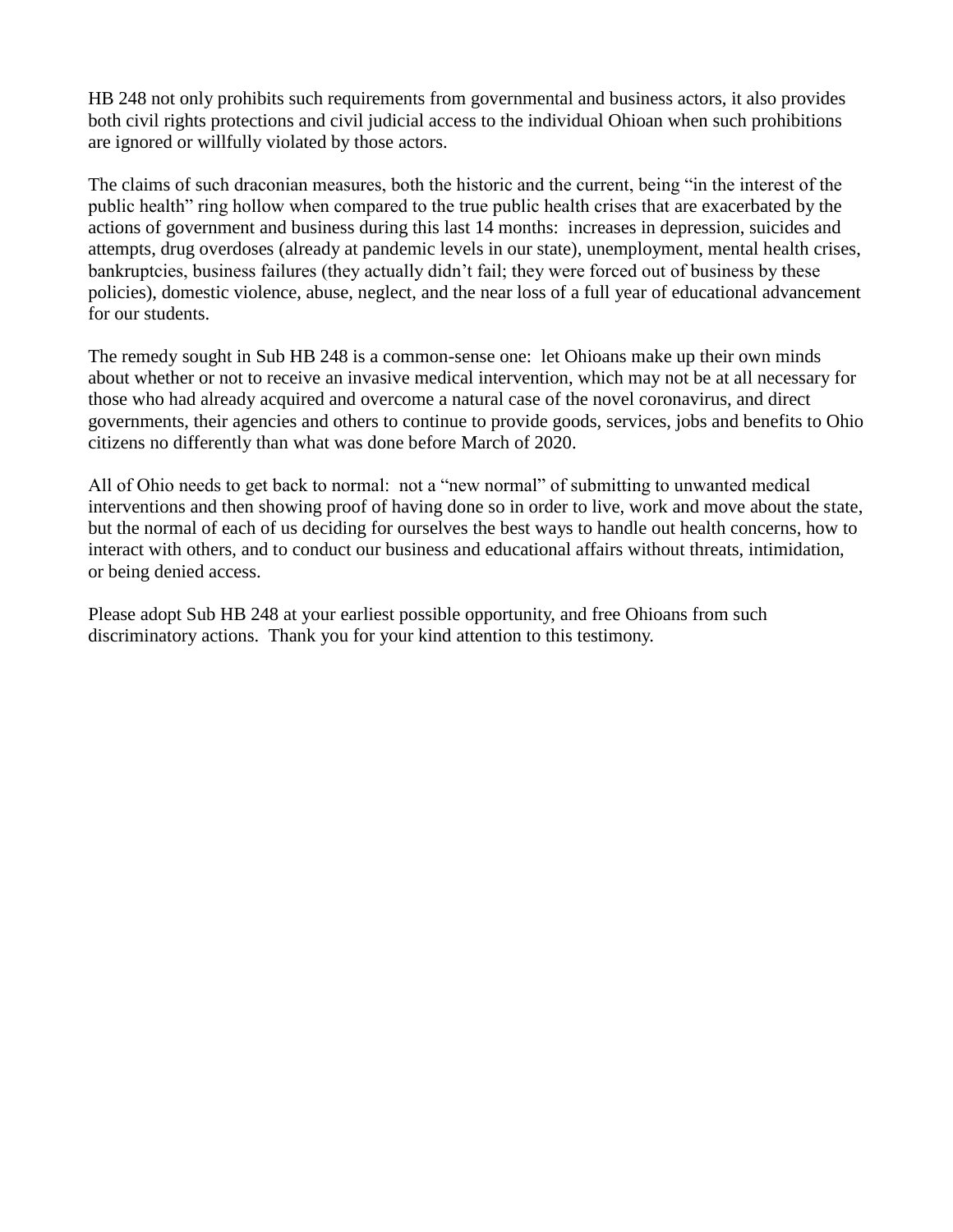HB 248 not only prohibits such requirements from governmental and business actors, it also provides both civil rights protections and civil judicial access to the individual Ohioan when such prohibitions are ignored or willfully violated by those actors.

The claims of such draconian measures, both the historic and the current, being "in the interest of the public health" ring hollow when compared to the true public health crises that are exacerbated by the actions of government and business during this last 14 months: increases in depression, suicides and attempts, drug overdoses (already at pandemic levels in our state), unemployment, mental health crises, bankruptcies, business failures (they actually didn't fail; they were forced out of business by these policies), domestic violence, abuse, neglect, and the near loss of a full year of educational advancement for our students.

The remedy sought in Sub HB 248 is a common-sense one: let Ohioans make up their own minds about whether or not to receive an invasive medical intervention, which may not be at all necessary for those who had already acquired and overcome a natural case of the novel coronavirus, and direct governments, their agencies and others to continue to provide goods, services, jobs and benefits to Ohio citizens no differently than what was done before March of 2020.

All of Ohio needs to get back to normal: not a "new normal" of submitting to unwanted medical interventions and then showing proof of having done so in order to live, work and move about the state, but the normal of each of us deciding for ourselves the best ways to handle out health concerns, how to interact with others, and to conduct our business and educational affairs without threats, intimidation, or being denied access.

Please adopt Sub HB 248 at your earliest possible opportunity, and free Ohioans from such discriminatory actions. Thank you for your kind attention to this testimony.